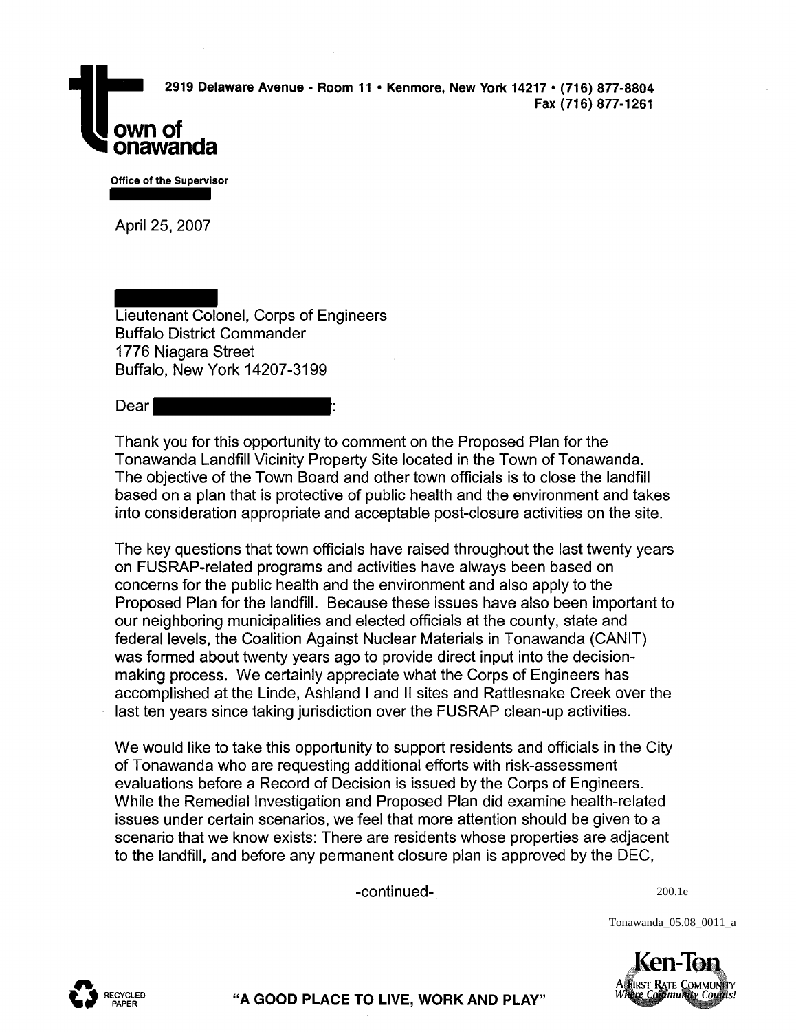**Town of Tonawanda**

2919 Delaware Avenue - Room 11 • Kenmore, New York 14217 • (716) 877-8804
Fax (716) 877-1261

Office of the Supervisor

April 25, 2007

Lieutenant Colonel, Corps of Engineers
Buffalo District Commander
1776 Niagara Street
Buffalo, New York 14207-3199

Dear :

Thank you for this opportunity to comment on the Proposed Plan for the Tonawanda Landfill Vicinity Property Site located in the Town of Tonawanda. The objective of the Town Board and other town officials is to close the landfill based on a plan that is protective of public health and the environment and takes into consideration appropriate and acceptable post-closure activities on the site.

The key questions that town officials have raised throughout the last twenty years on FUSRAP-related programs and activities have always been based on concerns for the public health and the environment and also apply to the Proposed Plan for the landfill. Because these issues have also been important to our neighboring municipalities and elected officials at the county, state and federal levels, the Coalition Against Nuclear Materials in Tonawanda (CANIT) was formed about twenty years ago to provide direct input into the decision-making process. We certainly appreciate what the Corps of Engineers has accomplished at the Linde, Ashland I and II sites and Rattlesnake Creek over the last ten years since taking jurisdiction over the FUSRAP clean-up activities.

We would like to take this opportunity to support residents and officials in the City of Tonawanda who are requesting additional efforts with risk-assessment evaluations before a Record of Decision is issued by the Corps of Engineers. While the Remedial Investigation and Proposed Plan did examine health-related issues under certain scenarios, we feel that more attention should be given to a scenario that we know exists: There are residents whose properties are adjacent to the landfill, and before any permanent closure plan is approved by the DEC,

-continued-

200.1e

Tonawanda_05.08_0011_a

"A GOOD PLACE TO LIVE, WORK AND PLAY"

Ken-Ton
A First Rate Community
Where Community Counts!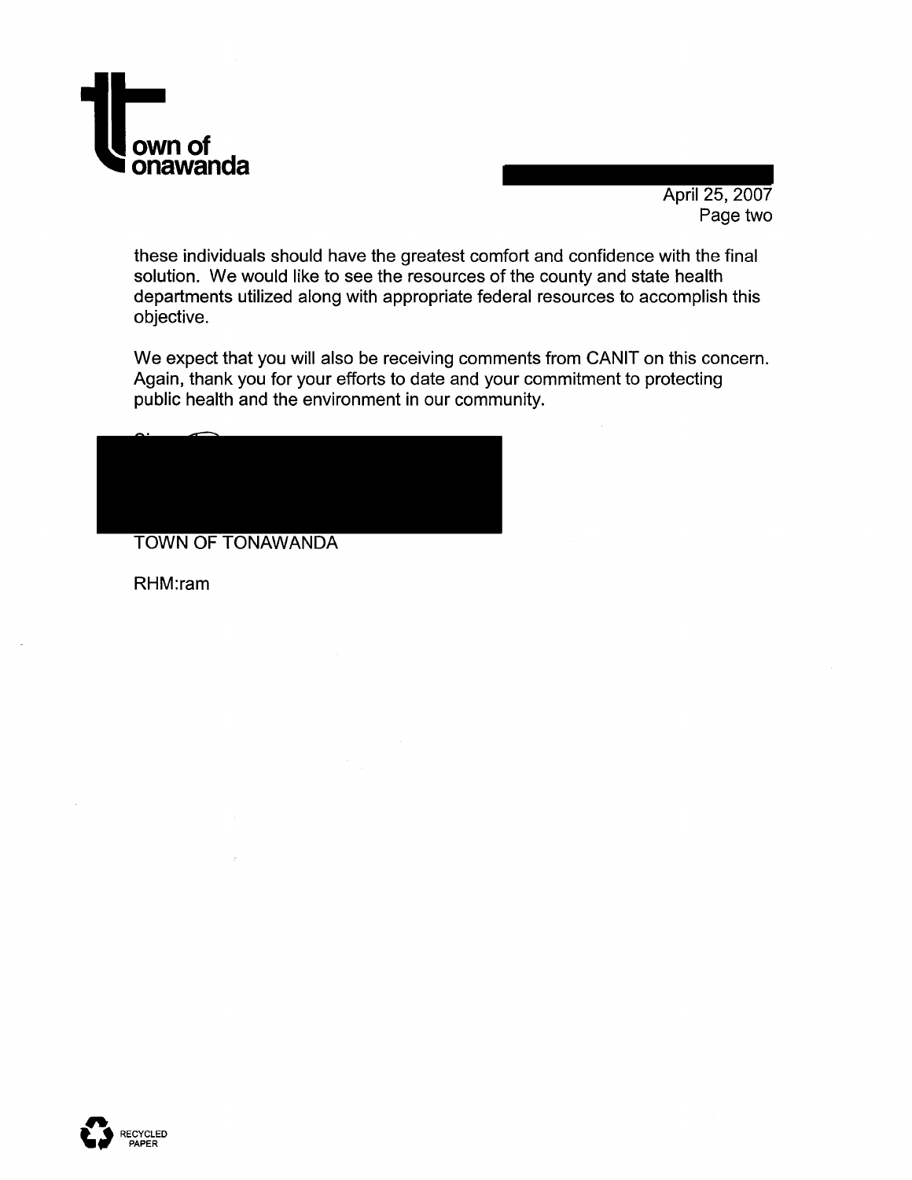April 25, 2007
Page two

these individuals should have the greatest comfort and confidence with the final solution. We would like to see the resources of the county and state health departments utilized along with appropriate federal resources to accomplish this objective.

We expect that you will also be receiving comments from CANIT on this concern. Again, thank you for your efforts to date and your commitment to protecting public health and the environment in our community.

TOWN OF TONAWANDA

RHM:ram